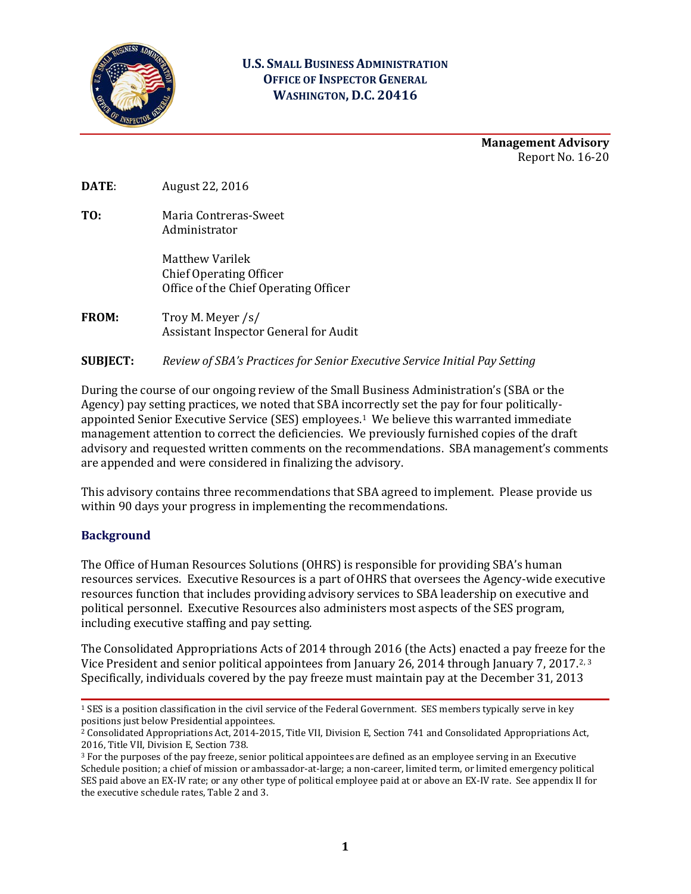**U.S. SMALL BUSINESS ADMINISTRATION**
**OFFICE OF INSPECTOR GENERAL**
**WASHINGTON, D.C. 20416**

**Management Advisory**
Report No. 16-20

**DATE**: August 22, 2016

**TO:** Maria Contreras-Sweet
Administrator

Matthew Varilek
Chief Operating Officer
Office of the Chief Operating Officer

**FROM:** Troy M. Meyer /s/
Assistant Inspector General for Audit

**SUBJECT:** *Review of SBA's Practices for Senior Executive Service Initial Pay Setting*

During the course of our ongoing review of the Small Business Administration's (SBA or the Agency) pay setting practices, we noted that SBA incorrectly set the pay for four politically-appointed Senior Executive Service (SES) employees.[1] We believe this warranted immediate management attention to correct the deficiencies. We previously furnished copies of the draft advisory and requested written comments on the recommendations. SBA management's comments are appended and were considered in finalizing the advisory.

This advisory contains three recommendations that SBA agreed to implement. Please provide us within 90 days your progress in implementing the recommendations.

## Background

The Office of Human Resources Solutions (OHRS) is responsible for providing SBA's human resources services. Executive Resources is a part of OHRS that oversees the Agency-wide executive resources function that includes providing advisory services to SBA leadership on executive and political personnel. Executive Resources also administers most aspects of the SES program, including executive staffing and pay setting.

The Consolidated Appropriations Acts of 2014 through 2016 (the Acts) enacted a pay freeze for the Vice President and senior political appointees from January 26, 2014 through January 7, 2017.[2, 3] Specifically, individuals covered by the pay freeze must maintain pay at the December 31, 2013

---

[1] SES is a position classification in the civil service of the Federal Government. SES members typically serve in key positions just below Presidential appointees.

[2] Consolidated Appropriations Act, 2014-2015, Title VII, Division E, Section 741 and Consolidated Appropriations Act, 2016, Title VII, Division E, Section 738.

[3] For the purposes of the pay freeze, senior political appointees are defined as an employee serving in an Executive Schedule position; a chief of mission or ambassador-at-large; a non-career, limited term, or limited emergency political SES paid above an EX-IV rate; or any other type of political employee paid at or above an EX-IV rate. See appendix II for the executive schedule rates, Table 2 and 3.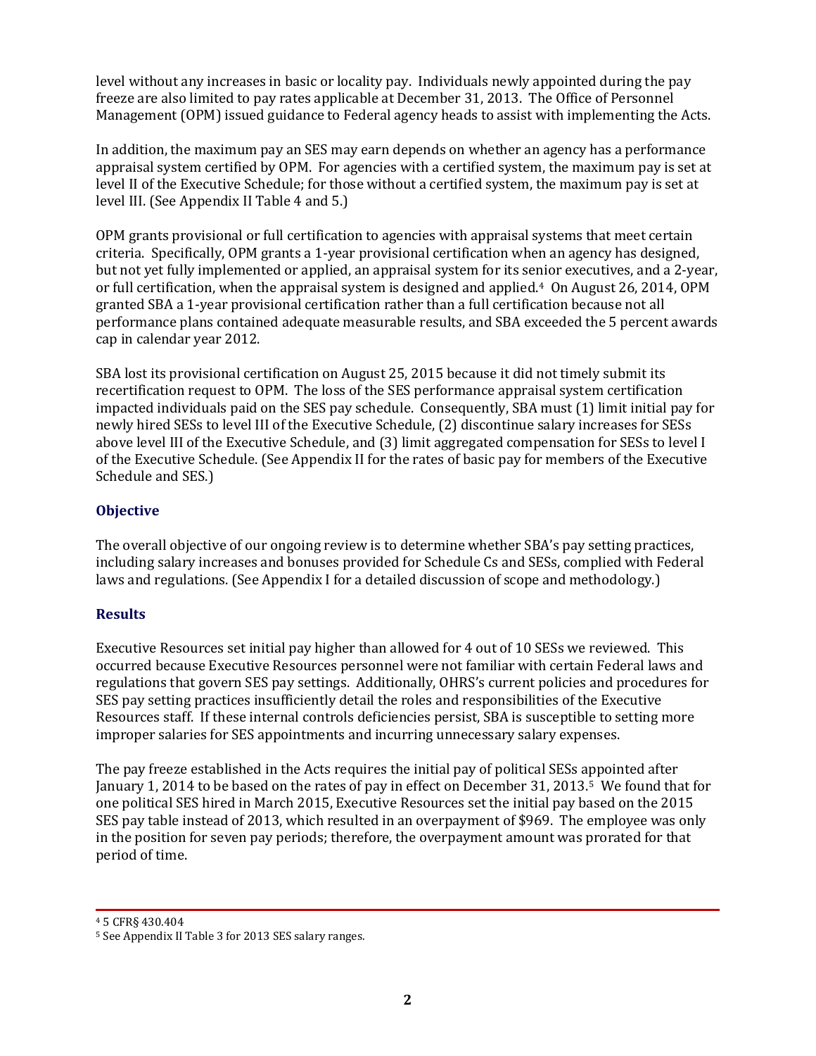level without any increases in basic or locality pay. Individuals newly appointed during the pay freeze are also limited to pay rates applicable at December 31, 2013. The Office of Personnel Management (OPM) issued guidance to Federal agency heads to assist with implementing the Acts.

In addition, the maximum pay an SES may earn depends on whether an agency has a performance appraisal system certified by OPM. For agencies with a certified system, the maximum pay is set at level II of the Executive Schedule; for those without a certified system, the maximum pay is set at level III. (See Appendix II Table 4 and 5.)

OPM grants provisional or full certification to agencies with appraisal systems that meet certain criteria. Specifically, OPM grants a 1-year provisional certification when an agency has designed, but not yet fully implemented or applied, an appraisal system for its senior executives, and a 2-year, or full certification, when the appraisal system is designed and applied.[4] On August 26, 2014, OPM granted SBA a 1-year provisional certification rather than a full certification because not all performance plans contained adequate measurable results, and SBA exceeded the 5 percent awards cap in calendar year 2012.

SBA lost its provisional certification on August 25, 2015 because it did not timely submit its recertification request to OPM. The loss of the SES performance appraisal system certification impacted individuals paid on the SES pay schedule. Consequently, SBA must (1) limit initial pay for newly hired SESs to level III of the Executive Schedule, (2) discontinue salary increases for SESs above level III of the Executive Schedule, and (3) limit aggregated compensation for SESs to level I of the Executive Schedule. (See Appendix II for the rates of basic pay for members of the Executive Schedule and SES.)

## Objective

The overall objective of our ongoing review is to determine whether SBA's pay setting practices, including salary increases and bonuses provided for Schedule Cs and SESs, complied with Federal laws and regulations. (See Appendix I for a detailed discussion of scope and methodology.)

## Results

Executive Resources set initial pay higher than allowed for 4 out of 10 SESs we reviewed. This occurred because Executive Resources personnel were not familiar with certain Federal laws and regulations that govern SES pay settings. Additionally, OHRS's current policies and procedures for SES pay setting practices insufficiently detail the roles and responsibilities of the Executive Resources staff. If these internal controls deficiencies persist, SBA is susceptible to setting more improper salaries for SES appointments and incurring unnecessary salary expenses.

The pay freeze established in the Acts requires the initial pay of political SESs appointed after January 1, 2014 to be based on the rates of pay in effect on December 31, 2013.[5] We found that for one political SES hired in March 2015, Executive Resources set the initial pay based on the 2015 SES pay table instead of 2013, which resulted in an overpayment of $969. The employee was only in the position for seven pay periods; therefore, the overpayment amount was prorated for that period of time.

---

[4] 5 CFR§ 430.404

[5] See Appendix II Table 3 for 2013 SES salary ranges.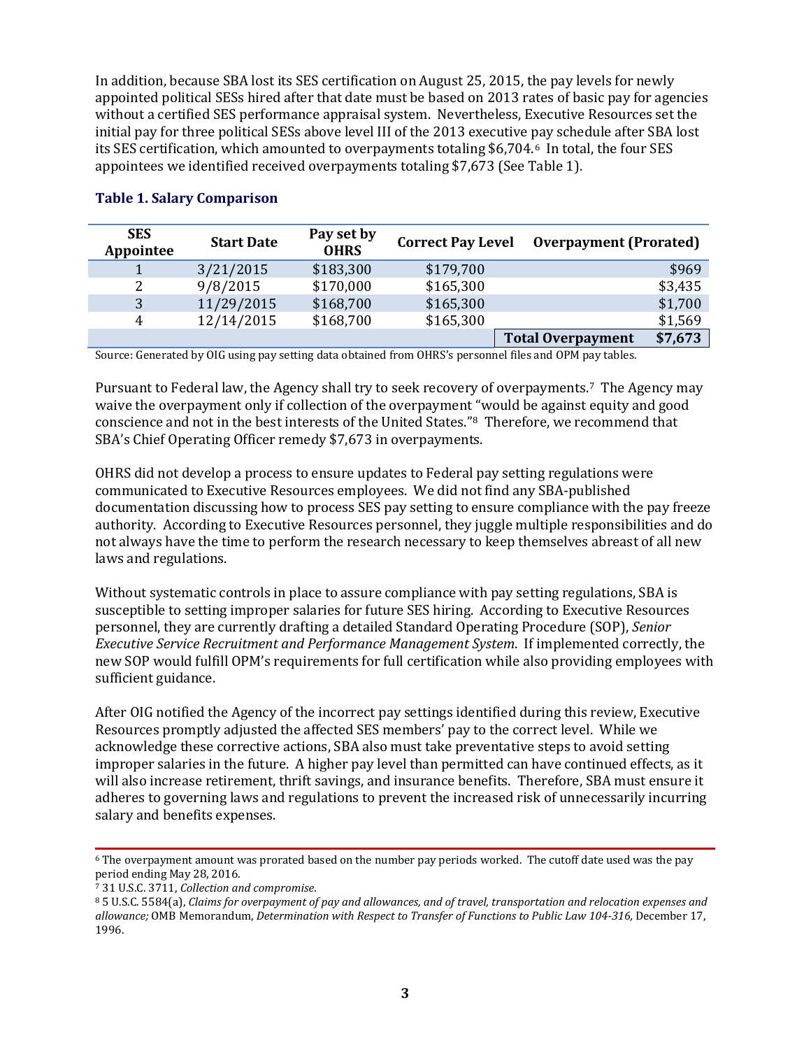In addition, because SBA lost its SES certification on August 25, 2015, the pay levels for newly appointed political SESs hired after that date must be based on 2013 rates of basic pay for agencies without a certified SES performance appraisal system. Nevertheless, Executive Resources set the initial pay for three political SESs above level III of the 2013 executive pay schedule after SBA lost its SES certification, which amounted to overpayments totaling $6,704.[6] In total, the four SES appointees we identified received overpayments totaling $7,673 (See Table 1).

### Table 1. Salary Comparison

| SES Appointee | Start Date | Pay set by OHRS | Correct Pay Level | Overpayment (Prorated) |
|---|---|---|---|---|
| 1 | 3/21/2015 | $183,300 | $179,700 | $969 |
| 2 | 9/8/2015 | $170,000 | $165,300 | $3,435 |
| 3 | 11/29/2015 | $168,700 | $165,300 | $1,700 |
| 4 | 12/14/2015 | $168,700 | $165,300 | $1,569 |
| | | | **Total Overpayment** | **$7,673** |

Source: Generated by OIG using pay setting data obtained from OHRS's personnel files and OPM pay tables.

Pursuant to Federal law, the Agency shall try to seek recovery of overpayments.[7] The Agency may waive the overpayment only if collection of the overpayment "would be against equity and good conscience and not in the best interests of the United States."[8] Therefore, we recommend that SBA's Chief Operating Officer remedy $7,673 in overpayments.

OHRS did not develop a process to ensure updates to Federal pay setting regulations were communicated to Executive Resources employees. We did not find any SBA-published documentation discussing how to process SES pay setting to ensure compliance with the pay freeze authority. According to Executive Resources personnel, they juggle multiple responsibilities and do not always have the time to perform the research necessary to keep themselves abreast of all new laws and regulations.

Without systematic controls in place to assure compliance with pay setting regulations, SBA is susceptible to setting improper salaries for future SES hiring. According to Executive Resources personnel, they are currently drafting a detailed Standard Operating Procedure (SOP), *Senior Executive Service Recruitment and Performance Management System*. If implemented correctly, the new SOP would fulfill OPM's requirements for full certification while also providing employees with sufficient guidance.

After OIG notified the Agency of the incorrect pay settings identified during this review, Executive Resources promptly adjusted the affected SES members' pay to the correct level. While we acknowledge these corrective actions, SBA also must take preventative steps to avoid setting improper salaries in the future. A higher pay level than permitted can have continued effects, as it will also increase retirement, thrift savings, and insurance benefits. Therefore, SBA must ensure it adheres to governing laws and regulations to prevent the increased risk of unnecessarily incurring salary and benefits expenses.

---

[6] The overpayment amount was prorated based on the number pay periods worked. The cutoff date used was the pay period ending May 28, 2016.

[7] 31 U.S.C. 3711, *Collection and compromise*.

[8] 5 U.S.C. 5584(a), *Claims for overpayment of pay and allowances, and of travel, transportation and relocation expenses and allowance;* OMB Memorandum, *Determination with Respect to Transfer of Functions to Public Law 104-316,* December 17, 1996.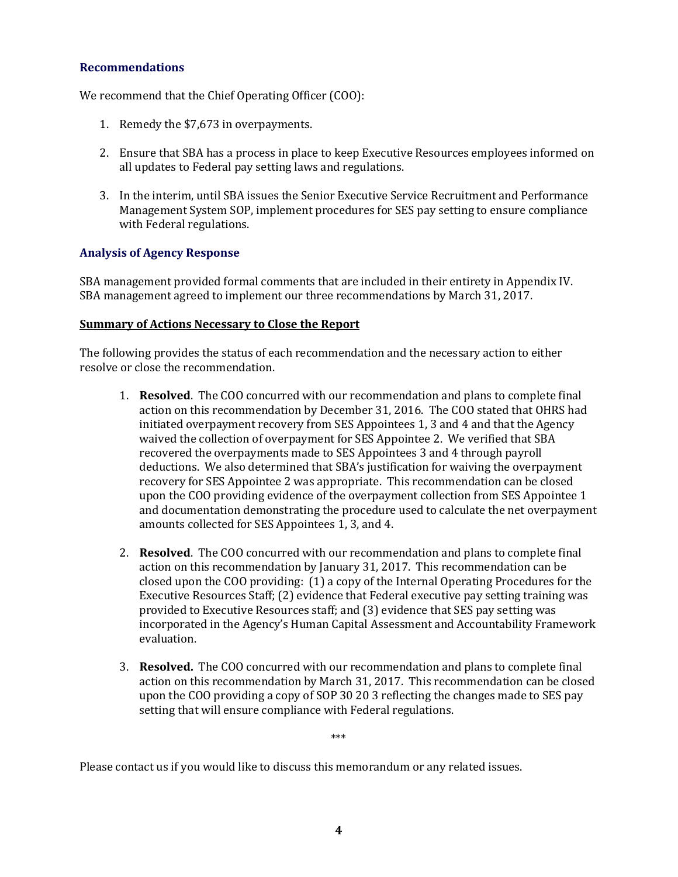### Recommendations

We recommend that the Chief Operating Officer (COO):

1. Remedy the $7,673 in overpayments.

2. Ensure that SBA has a process in place to keep Executive Resources employees informed on all updates to Federal pay setting laws and regulations.

3. In the interim, until SBA issues the Senior Executive Service Recruitment and Performance Management System SOP, implement procedures for SES pay setting to ensure compliance with Federal regulations.

### Analysis of Agency Response

SBA management provided formal comments that are included in their entirety in Appendix IV. SBA management agreed to implement our three recommendations by March 31, 2017.

#### Summary of Actions Necessary to Close the Report

The following provides the status of each recommendation and the necessary action to either resolve or close the recommendation.

1. **Resolved**. The COO concurred with our recommendation and plans to complete final action on this recommendation by December 31, 2016. The COO stated that OHRS had initiated overpayment recovery from SES Appointees 1, 3 and 4 and that the Agency waived the collection of overpayment for SES Appointee 2. We verified that SBA recovered the overpayments made to SES Appointees 3 and 4 through payroll deductions. We also determined that SBA's justification for waiving the overpayment recovery for SES Appointee 2 was appropriate. This recommendation can be closed upon the COO providing evidence of the overpayment collection from SES Appointee 1 and documentation demonstrating the procedure used to calculate the net overpayment amounts collected for SES Appointees 1, 3, and 4.

2. **Resolved**. The COO concurred with our recommendation and plans to complete final action on this recommendation by January 31, 2017. This recommendation can be closed upon the COO providing: (1) a copy of the Internal Operating Procedures for the Executive Resources Staff; (2) evidence that Federal executive pay setting training was provided to Executive Resources staff; and (3) evidence that SES pay setting was incorporated in the Agency's Human Capital Assessment and Accountability Framework evaluation.

3. **Resolved.** The COO concurred with our recommendation and plans to complete final action on this recommendation by March 31, 2017. This recommendation can be closed upon the COO providing a copy of SOP 30 20 3 reflecting the changes made to SES pay setting that will ensure compliance with Federal regulations.

***

Please contact us if you would like to discuss this memorandum or any related issues.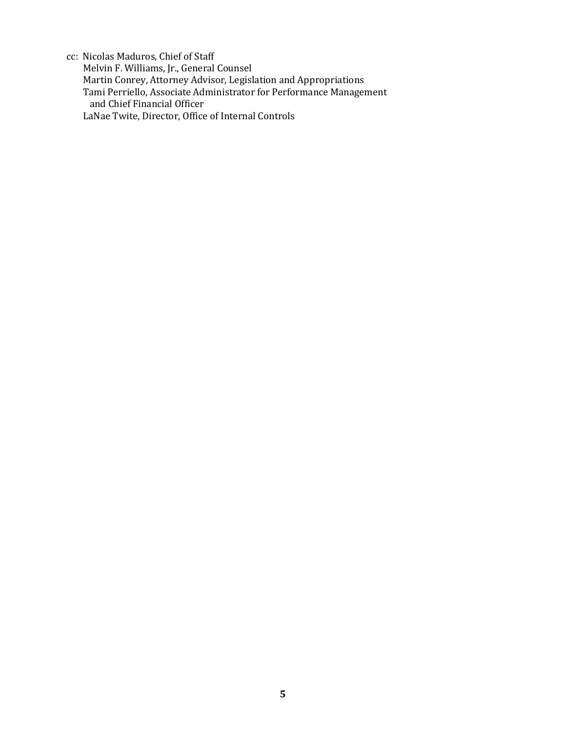cc: Nicolas Maduros, Chief of Staff
Melvin F. Williams, Jr., General Counsel
Martin Conrey, Attorney Advisor, Legislation and Appropriations
Tami Perriello, Associate Administrator for Performance Management and Chief Financial Officer
LaNae Twite, Director, Office of Internal Controls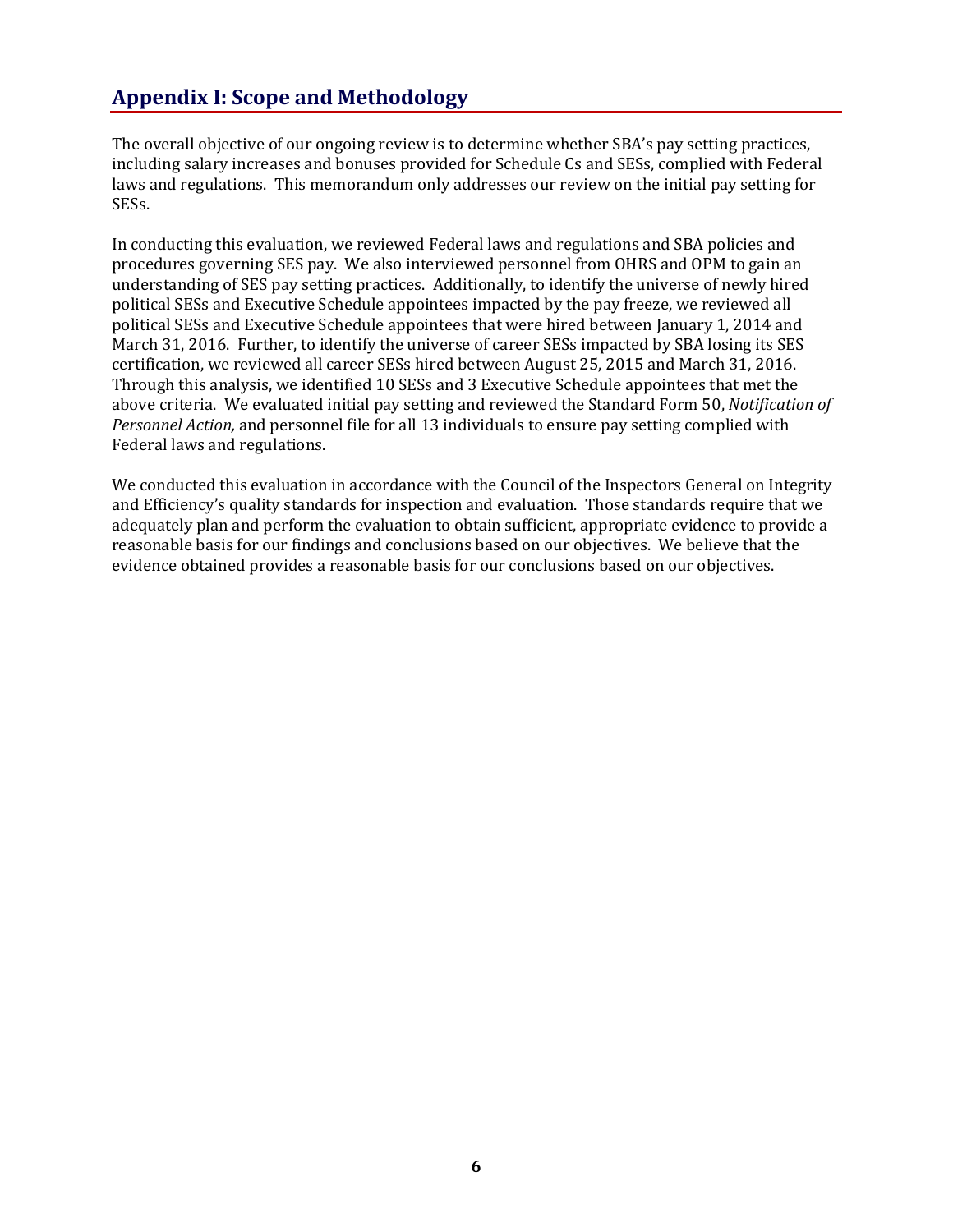## Appendix I: Scope and Methodology

The overall objective of our ongoing review is to determine whether SBA's pay setting practices, including salary increases and bonuses provided for Schedule Cs and SESs, complied with Federal laws and regulations. This memorandum only addresses our review on the initial pay setting for SESs.

In conducting this evaluation, we reviewed Federal laws and regulations and SBA policies and procedures governing SES pay. We also interviewed personnel from OHRS and OPM to gain an understanding of SES pay setting practices. Additionally, to identify the universe of newly hired political SESs and Executive Schedule appointees impacted by the pay freeze, we reviewed all political SESs and Executive Schedule appointees that were hired between January 1, 2014 and March 31, 2016. Further, to identify the universe of career SESs impacted by SBA losing its SES certification, we reviewed all career SESs hired between August 25, 2015 and March 31, 2016. Through this analysis, we identified 10 SESs and 3 Executive Schedule appointees that met the above criteria. We evaluated initial pay setting and reviewed the Standard Form 50, *Notification of Personnel Action,* and personnel file for all 13 individuals to ensure pay setting complied with Federal laws and regulations.

We conducted this evaluation in accordance with the Council of the Inspectors General on Integrity and Efficiency's quality standards for inspection and evaluation. Those standards require that we adequately plan and perform the evaluation to obtain sufficient, appropriate evidence to provide a reasonable basis for our findings and conclusions based on our objectives. We believe that the evidence obtained provides a reasonable basis for our conclusions based on our objectives.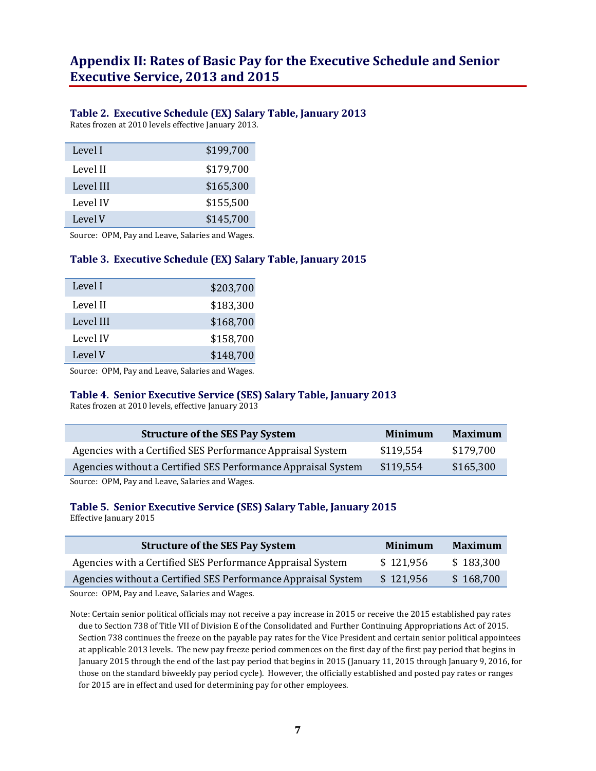## Appendix II: Rates of Basic Pay for the Executive Schedule and Senior Executive Service, 2013 and 2015

### Table 2. Executive Schedule (EX) Salary Table, January 2013

Rates frozen at 2010 levels effective January 2013.

| | |
|---|---|
| Level I | $199,700 |
| Level II | $179,700 |
| Level III | $165,300 |
| Level IV | $155,500 |
| Level V | $145,700 |

Source: OPM, Pay and Leave, Salaries and Wages.

### Table 3. Executive Schedule (EX) Salary Table, January 2015

| | |
|---|---|
| Level I | $203,700 |
| Level II | $183,300 |
| Level III | $168,700 |
| Level IV | $158,700 |
| Level V | $148,700 |

Source: OPM, Pay and Leave, Salaries and Wages.

### Table 4. Senior Executive Service (SES) Salary Table, January 2013

Rates frozen at 2010 levels, effective January 2013

| Structure of the SES Pay System | Minimum | Maximum |
|---|---|---|
| Agencies with a Certified SES Performance Appraisal System | $119,554 | $179,700 |
| Agencies without a Certified SES Performance Appraisal System | $119,554 | $165,300 |

Source: OPM, Pay and Leave, Salaries and Wages.

### Table 5. Senior Executive Service (SES) Salary Table, January 2015

Effective January 2015

| Structure of the SES Pay System | Minimum | Maximum |
|---|---|---|
| Agencies with a Certified SES Performance Appraisal System | $ 121,956 | $ 183,300 |
| Agencies without a Certified SES Performance Appraisal System | $ 121,956 | $ 168,700 |

Source: OPM, Pay and Leave, Salaries and Wages.

Note: Certain senior political officials may not receive a pay increase in 2015 or receive the 2015 established pay rates due to Section 738 of Title VII of Division E of the Consolidated and Further Continuing Appropriations Act of 2015. Section 738 continues the freeze on the payable pay rates for the Vice President and certain senior political appointees at applicable 2013 levels. The new pay freeze period commences on the first day of the first pay period that begins in January 2015 through the end of the last pay period that begins in 2015 (January 11, 2015 through January 9, 2016, for those on the standard biweekly pay period cycle). However, the officially established and posted pay rates or ranges for 2015 are in effect and used for determining pay for other employees.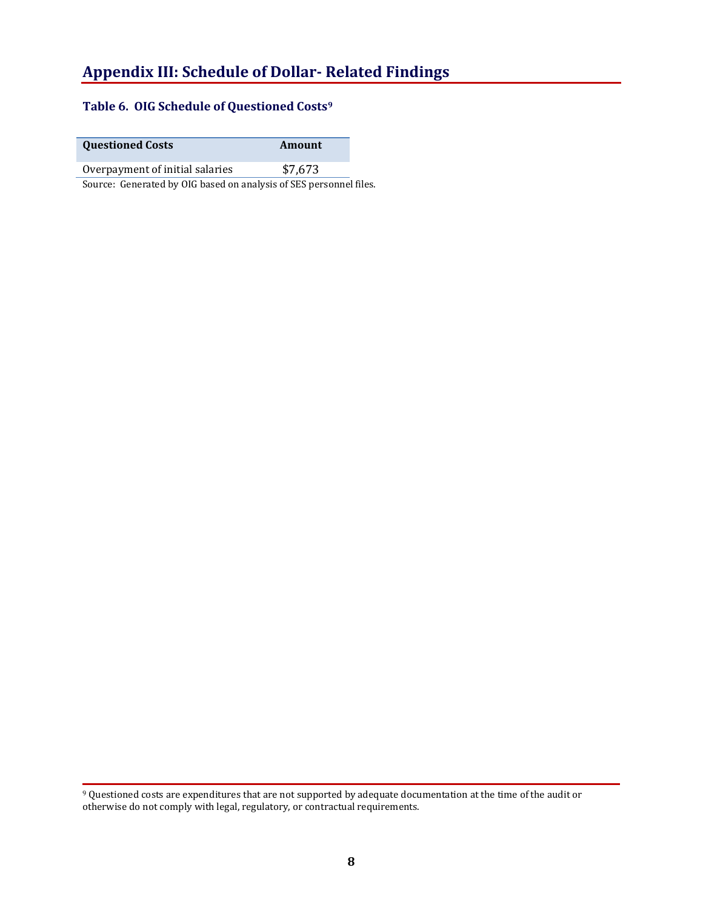## Appendix III: Schedule of Dollar- Related Findings

### Table 6. OIG Schedule of Questioned Costs[9]

| Questioned Costs | Amount |
| --- | --- |
| Overpayment of initial salaries | $7,673 |

Source: Generated by OIG based on analysis of SES personnel files.

[9] Questioned costs are expenditures that are not supported by adequate documentation at the time of the audit or otherwise do not comply with legal, regulatory, or contractual requirements.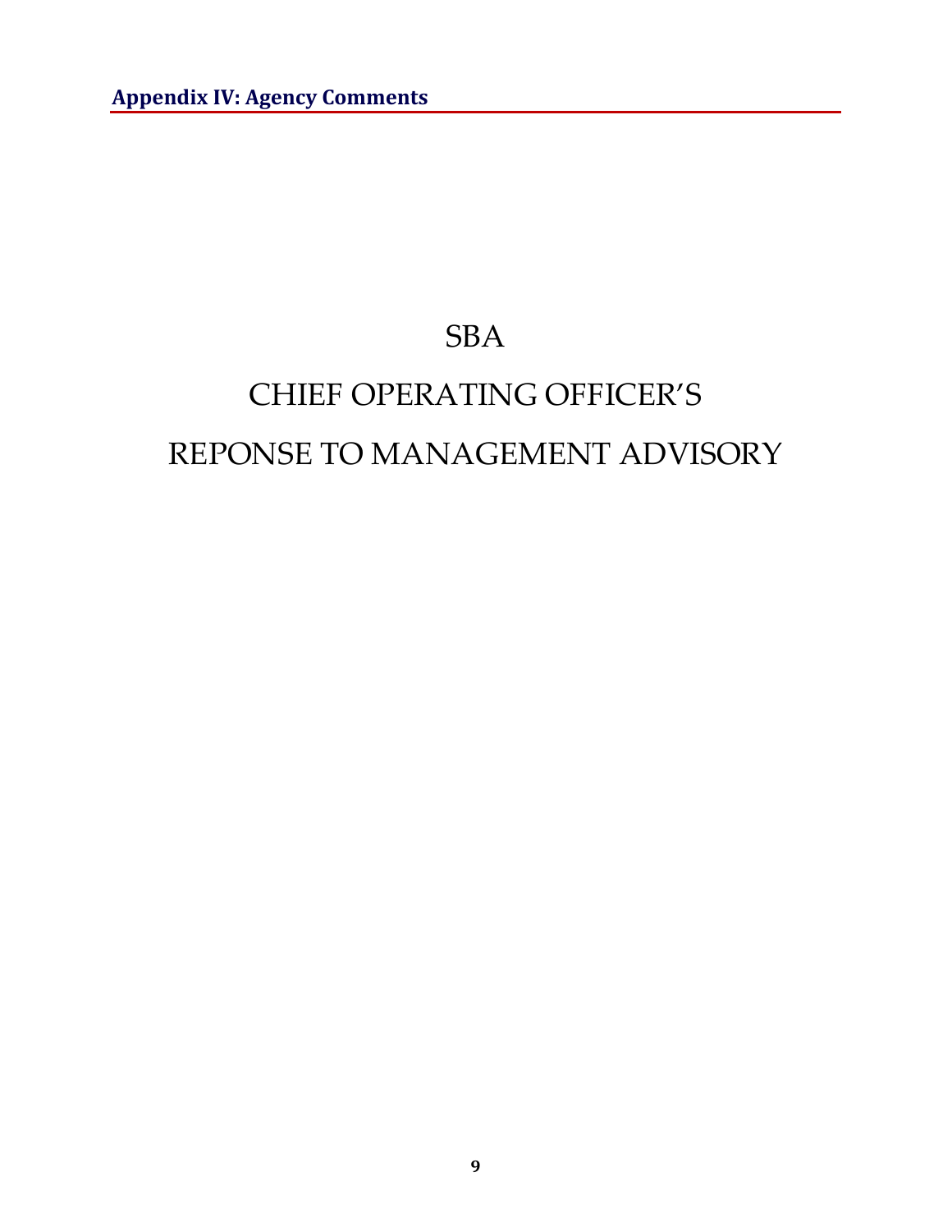## Appendix IV: Agency Comments

SBA

CHIEF OPERATING OFFICER'S

REPONSE TO MANAGEMENT ADVISORY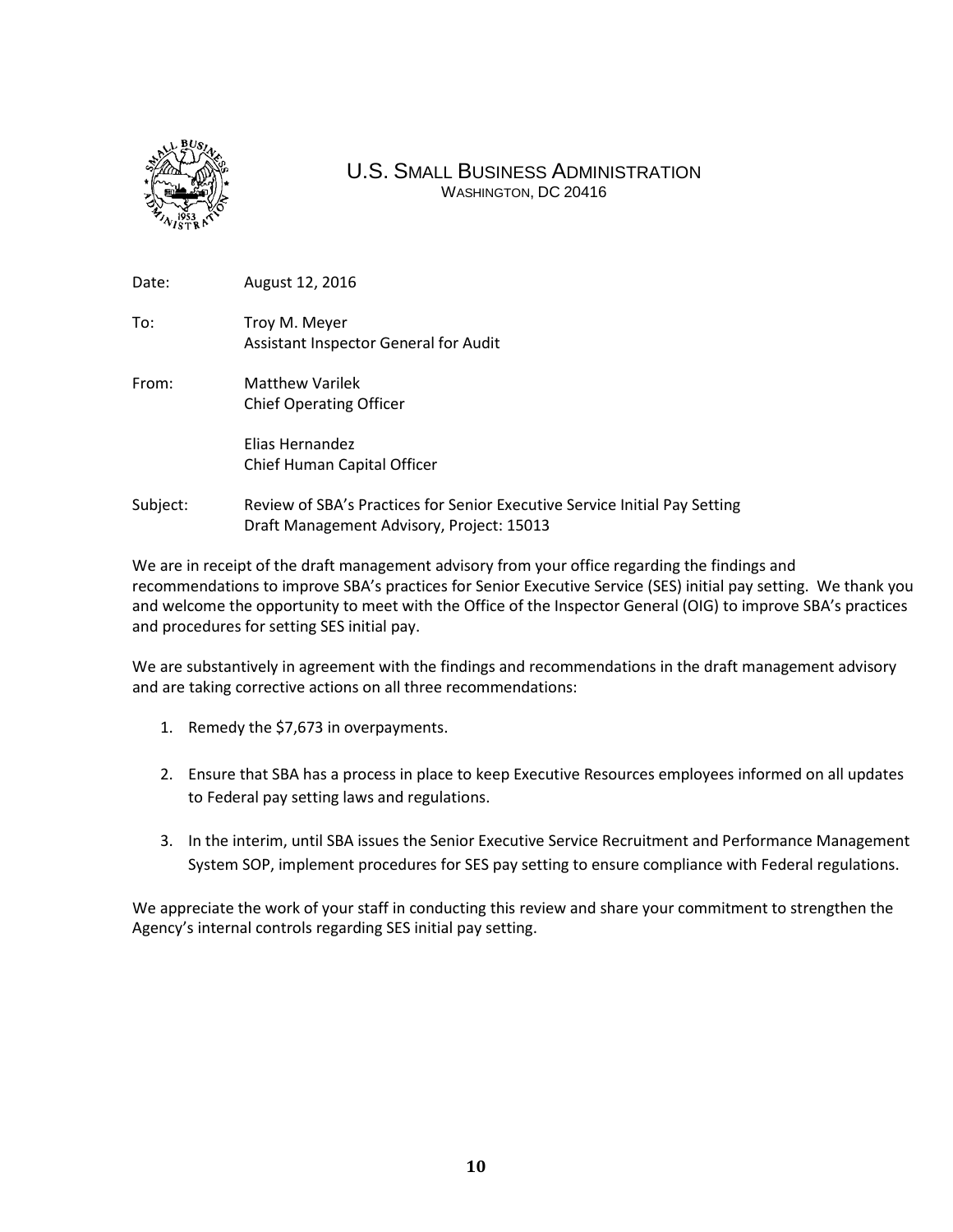U.S. SMALL BUSINESS ADMINISTRATION
WASHINGTON, DC 20416

Date: August 12, 2016

To: Troy M. Meyer
Assistant Inspector General for Audit

From: Matthew Varilek
Chief Operating Officer

Elias Hernandez
Chief Human Capital Officer

Subject: Review of SBA's Practices for Senior Executive Service Initial Pay Setting
Draft Management Advisory, Project: 15013

We are in receipt of the draft management advisory from your office regarding the findings and recommendations to improve SBA's practices for Senior Executive Service (SES) initial pay setting. We thank you and welcome the opportunity to meet with the Office of the Inspector General (OIG) to improve SBA's practices and procedures for setting SES initial pay.

We are substantively in agreement with the findings and recommendations in the draft management advisory and are taking corrective actions on all three recommendations:

1. Remedy the $7,673 in overpayments.

2. Ensure that SBA has a process in place to keep Executive Resources employees informed on all updates to Federal pay setting laws and regulations.

3. In the interim, until SBA issues the Senior Executive Service Recruitment and Performance Management System SOP, implement procedures for SES pay setting to ensure compliance with Federal regulations.

We appreciate the work of your staff in conducting this review and share your commitment to strengthen the Agency's internal controls regarding SES initial pay setting.